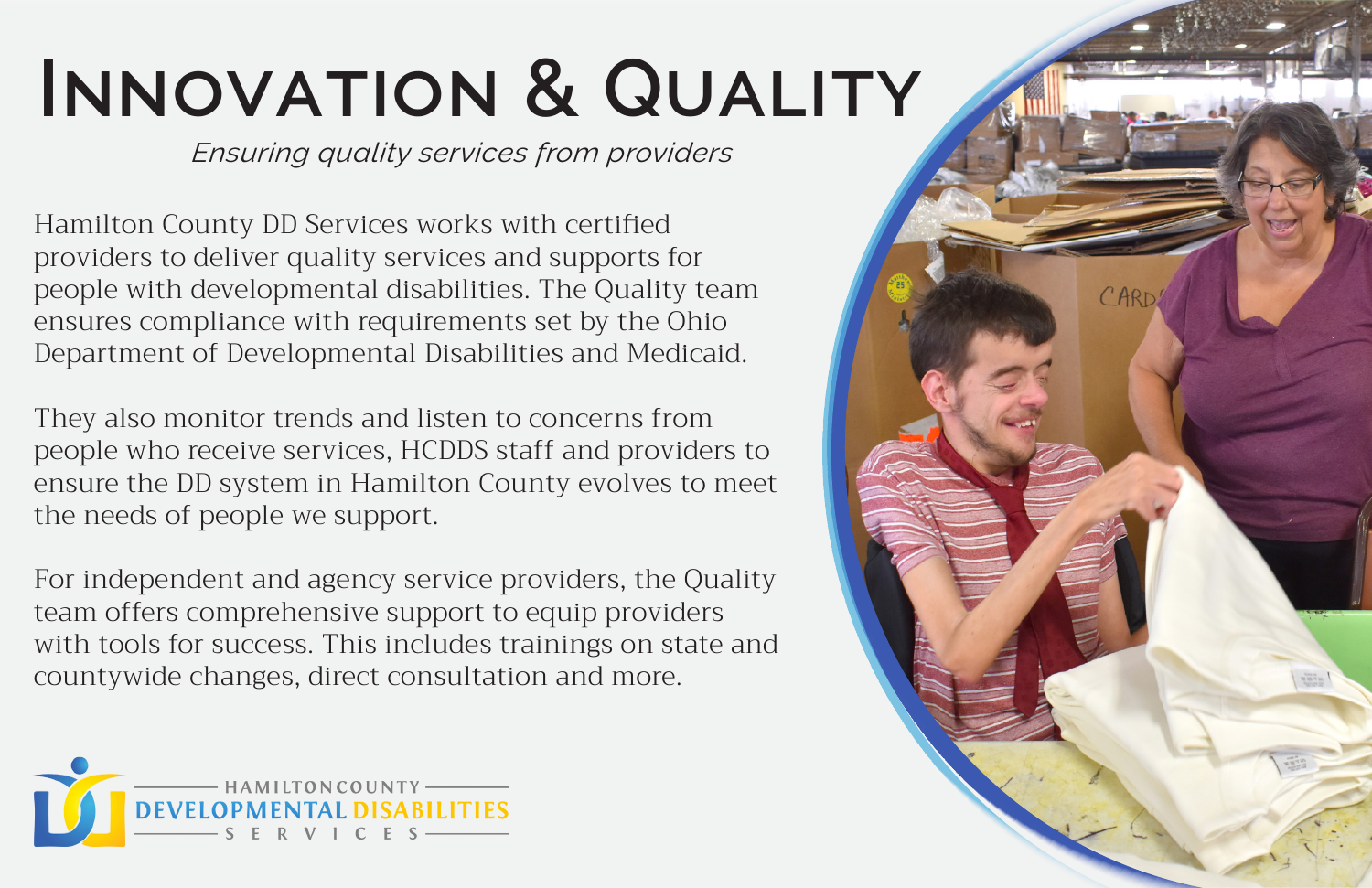# Innovation & Quality

*Ensuring quality services from providers*

Hamilton County DD Services works with certified providers to deliver quality services and supports for people with developmental disabilities. The Quality team ensures compliance with requirements set by the Ohio Department of Developmental Disabilities and Medicaid.

They also monitor trends and listen to concerns from people who receive services, HCDDS staff and providers to ensure the DD system in Hamilton County evolves to meet the needs of people we support.

For independent and agency service providers, the Quality team offers comprehensive support to equip providers with tools for success. This includes trainings on state and countywide changes, direct consultation and more.

HAMILTON COUNTY DEVELOPMENTAL DISABILITIES SERVICES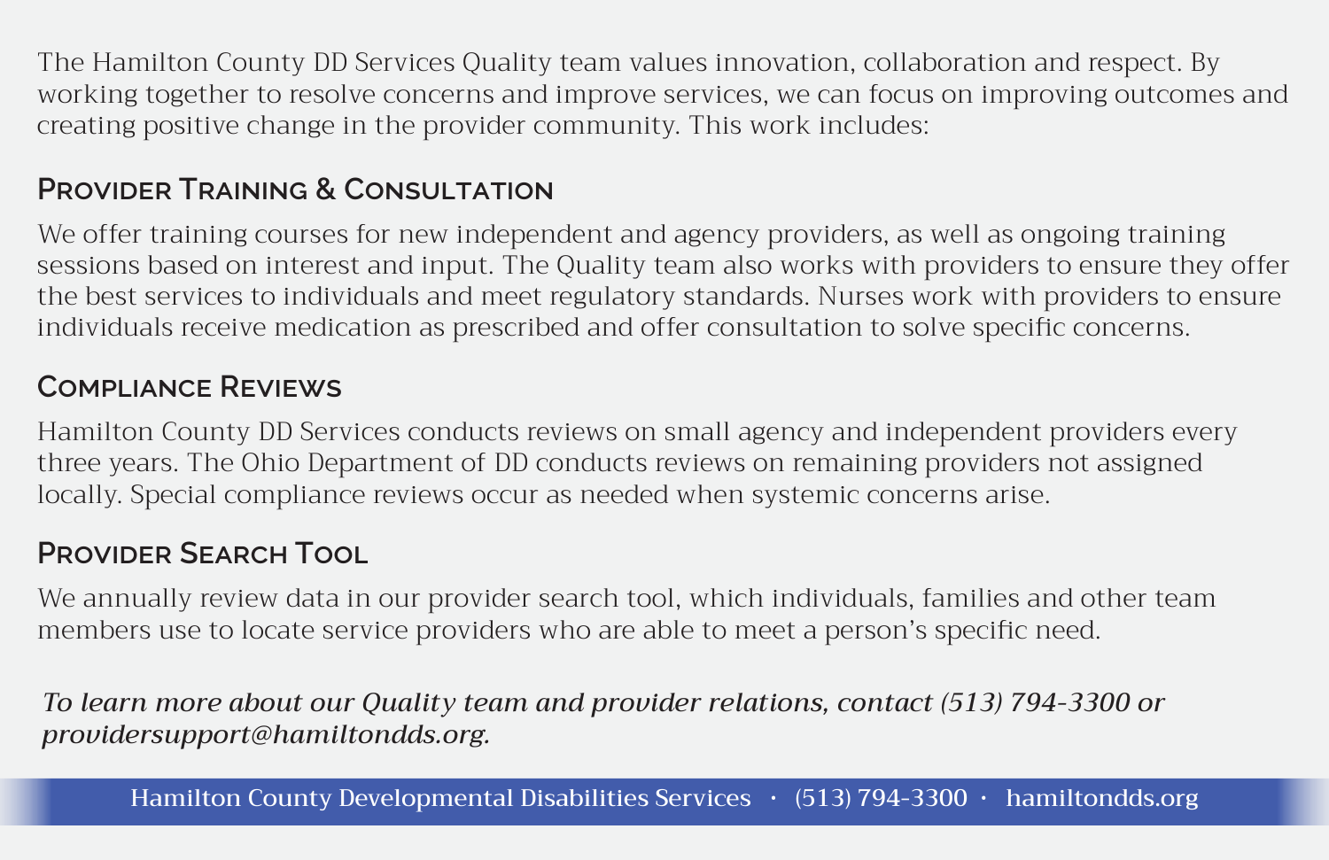The Hamilton County DD Services Quality team values innovation, collaboration and respect. By working together to resolve concerns and improve services, we can focus on improving outcomes and creating positive change in the provider community. This work includes:

## Provider Training & Consultation

We offer training courses for new independent and agency providers, as well as ongoing training sessions based on interest and input. The Quality team also works with providers to ensure they offer the best services to individuals and meet regulatory standards. Nurses work with providers to ensure individuals receive medication as prescribed and offer consultation to solve specific concerns.

## Compliance Reviews

Hamilton County DD Services conducts reviews on small agency and independent providers every three years. The Ohio Department of DD conducts reviews on remaining providers not assigned locally. Special compliance reviews occur as needed when systemic concerns arise.

## Provider Search Tool

We annually review data in our provider search tool, which individuals, families and other team members use to locate service providers who are able to meet a person's specific need.

***To learn more about our Quality team and provider relations, contact (513) 794-3300 or providersupport@hamiltondds.org.***

Hamilton County Developmental Disabilities Services • (513) 794-3300 • hamiltondds.org